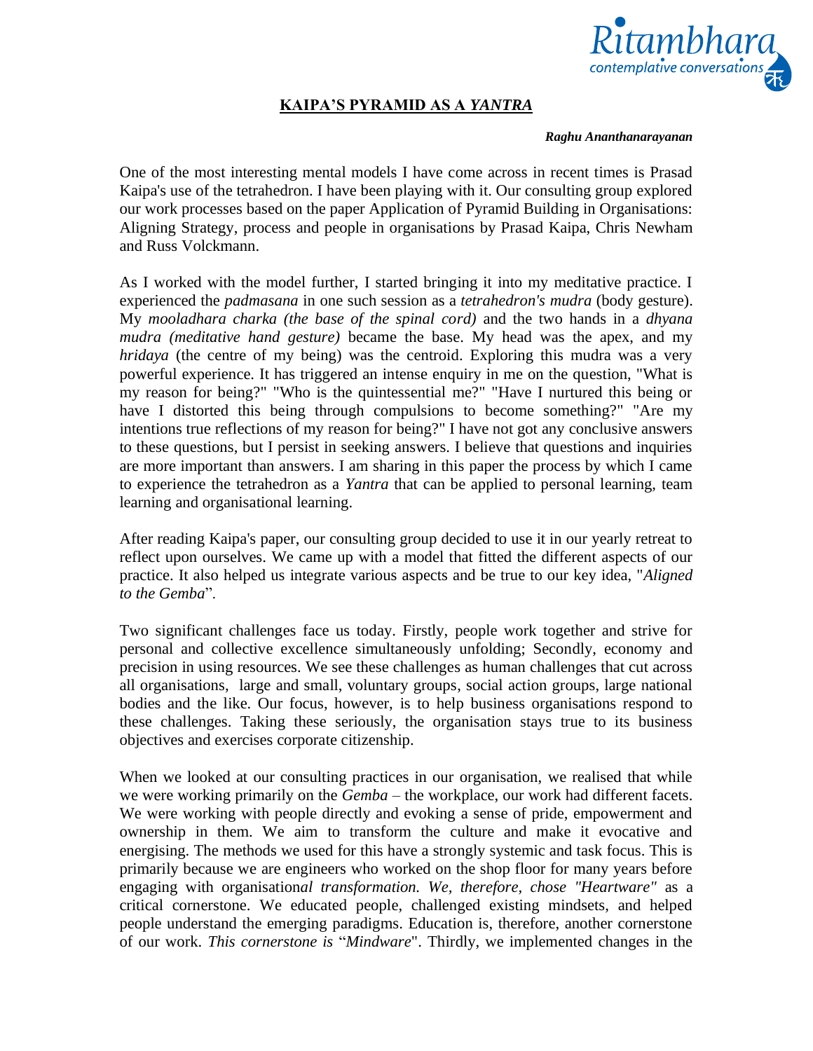# KAIPA'S PYRAMID AS A *YANTRA*

***Raghu Ananthanarayanan***

One of the most interesting mental models I have come across in recent times is Prasad Kaipa's use of the tetrahedron. I have been playing with it. Our consulting group explored our work processes based on the paper Application of Pyramid Building in Organisations: Aligning Strategy, process and people in organisations by Prasad Kaipa, Chris Newham and Russ Volckmann.

As I worked with the model further, I started bringing it into my meditative practice. I experienced the *padmasana* in one such session as a *tetrahedron's mudra* (body gesture). My *mooladhara charka (the base of the spinal cord)* and the two hands in a *dhyana mudra (meditative hand gesture)* became the base. My head was the apex, and my *hridaya* (the centre of my being) was the centroid. Exploring this mudra was a very powerful experience. It has triggered an intense enquiry in me on the question, "What is my reason for being?" "Who is the quintessential me?" "Have I nurtured this being or have I distorted this being through compulsions to become something?" "Are my intentions true reflections of my reason for being?" I have not got any conclusive answers to these questions, but I persist in seeking answers. I believe that questions and inquiries are more important than answers. I am sharing in this paper the process by which I came to experience the tetrahedron as a *Yantra* that can be applied to personal learning, team learning and organisational learning.

After reading Kaipa's paper, our consulting group decided to use it in our yearly retreat to reflect upon ourselves. We came up with a model that fitted the different aspects of our practice. It also helped us integrate various aspects and be true to our key idea, "*Aligned to the Gemba*".

Two significant challenges face us today. Firstly, people work together and strive for personal and collective excellence simultaneously unfolding; Secondly, economy and precision in using resources. We see these challenges as human challenges that cut across all organisations, large and small, voluntary groups, social action groups, large national bodies and the like. Our focus, however, is to help business organisations respond to these challenges. Taking these seriously, the organisation stays true to its business objectives and exercises corporate citizenship.

When we looked at our consulting practices in our organisation, we realised that while we were working primarily on the *Gemba* – the workplace, our work had different facets. We were working with people directly and evoking a sense of pride, empowerment and ownership in them. We aim to transform the culture and make it evocative and energising. The methods we used for this have a strongly systemic and task focus. This is primarily because we are engineers who worked on the shop floor for many years before engaging with organisation*al transformation. We, therefore, chose "Heartware"* as a critical cornerstone. We educated people, challenged existing mindsets, and helped people understand the emerging paradigms. Education is, therefore, another cornerstone of our work. *This cornerstone is* "*Mindware*". Thirdly, we implemented changes in the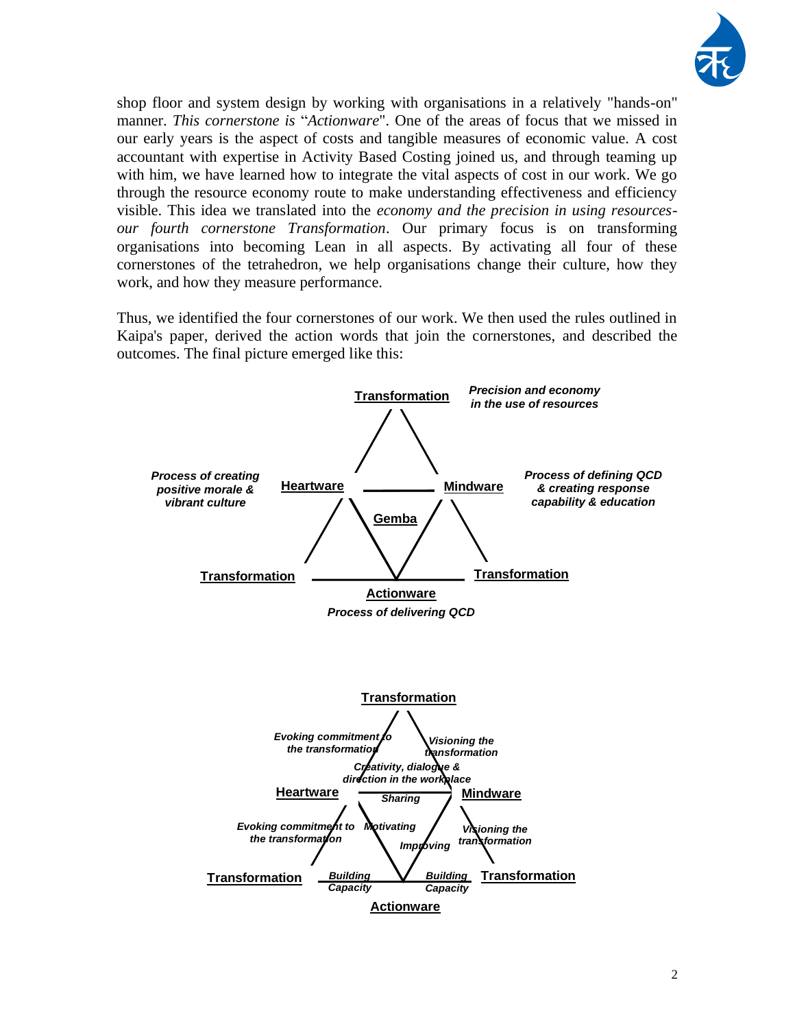shop floor and system design by working with organisations in a relatively "hands-on" manner. *This cornerstone is* "*Actionware*". One of the areas of focus that we missed in our early years is the aspect of costs and tangible measures of economic value. A cost accountant with expertise in Activity Based Costing joined us, and through teaming up with him, we have learned how to integrate the vital aspects of cost in our work. We go through the resource economy route to make understanding effectiveness and efficiency visible. This idea we translated into the *economy and the precision in using resources-our fourth cornerstone Transformation*. Our primary focus is on transforming organisations into becoming Lean in all aspects. By activating all four of these cornerstones of the tetrahedron, we help organisations change their culture, how they work, and how they measure performance.

Thus, we identified the four cornerstones of our work. We then used the rules outlined in Kaipa's paper, derived the action words that join the cornerstones, and described the outcomes. The final picture emerged like this:

**Transformation**
***Precision and economy in the use of resources***
***Process of creating positive morale & vibrant culture***
**Heartware**
**Mindware**
***Process of defining QCD & creating response capability & education***
**Gemba**
**Transformation**
**Transformation**
**Actionware**
***Process of delivering QCD***

**Transformation**
***Evoking commitment to the transformation***
***Visioning the transformation***
***Creativity, dialogue & direction in the workplace***
**Heartware**
***Sharing***
**Mindware**
***Evoking commitment to the transformation***
***Motivating***
***Visioning the transformation***
***Improving***
**Transformation**
***Building Capacity***
***Building Capacity***
**Transformation**
**Actionware**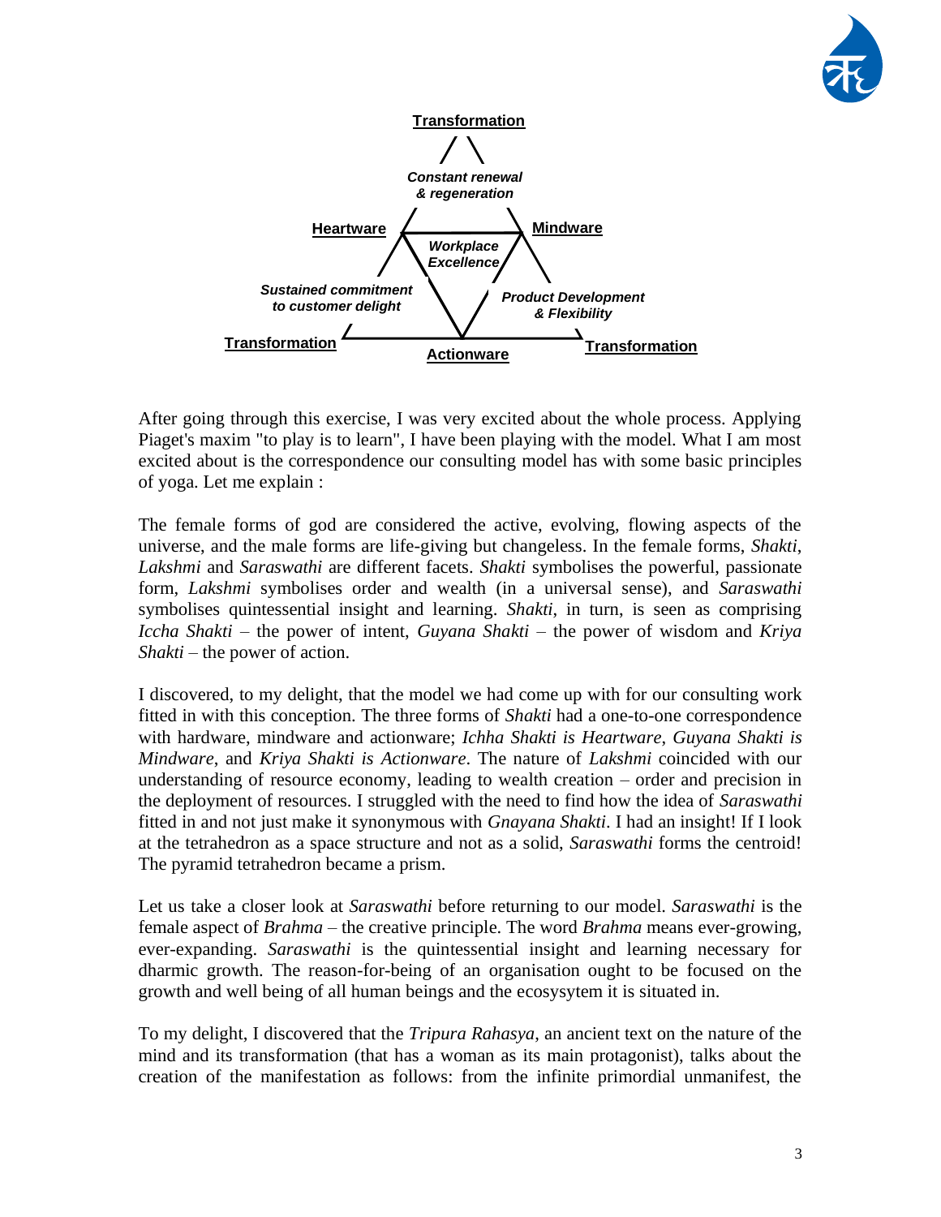Transformation

Constant renewal & regeneration

Heartware

Mindware

Workplace Excellence

Sustained commitment to customer delight

Product Development & Flexibility

Transformation

Actionware

Transformation

After going through this exercise, I was very excited about the whole process. Applying Piaget's maxim "to play is to learn", I have been playing with the model. What I am most excited about is the correspondence our consulting model has with some basic principles of yoga. Let me explain :

The female forms of god are considered the active, evolving, flowing aspects of the universe, and the male forms are life-giving but changeless. In the female forms, *Shakti*, *Lakshmi* and *Saraswathi* are different facets. *Shakti* symbolises the powerful, passionate form, *Lakshmi* symbolises order and wealth (in a universal sense), and *Saraswathi* symbolises quintessential insight and learning. *Shakti*, in turn, is seen as comprising *Iccha Shakti* – the power of intent, *Guyana Shakti* – the power of wisdom and *Kriya Shakti* – the power of action.

I discovered, to my delight, that the model we had come up with for our consulting work fitted in with this conception. The three forms of *Shakti* had a one-to-one correspondence with hardware, mindware and actionware; *Ichha Shakti is Heartware*, *Guyana Shakti is Mindware*, and *Kriya Shakti is Actionware*. The nature of *Lakshmi* coincided with our understanding of resource economy, leading to wealth creation – order and precision in the deployment of resources. I struggled with the need to find how the idea of *Saraswathi* fitted in and not just make it synonymous with *Gnayana Shakti*. I had an insight! If I look at the tetrahedron as a space structure and not as a solid, *Saraswathi* forms the centroid! The pyramid tetrahedron became a prism.

Let us take a closer look at *Saraswathi* before returning to our model. *Saraswathi* is the female aspect of *Brahma* – the creative principle. The word *Brahma* means ever-growing, ever-expanding. *Saraswathi* is the quintessential insight and learning necessary for dharmic growth. The reason-for-being of an organisation ought to be focused on the growth and well being of all human beings and the ecosysytem it is situated in.

To my delight, I discovered that the *Tripura Rahasya*, an ancient text on the nature of the mind and its transformation (that has a woman as its main protagonist), talks about the creation of the manifestation as follows: from the infinite primordial unmanifest, the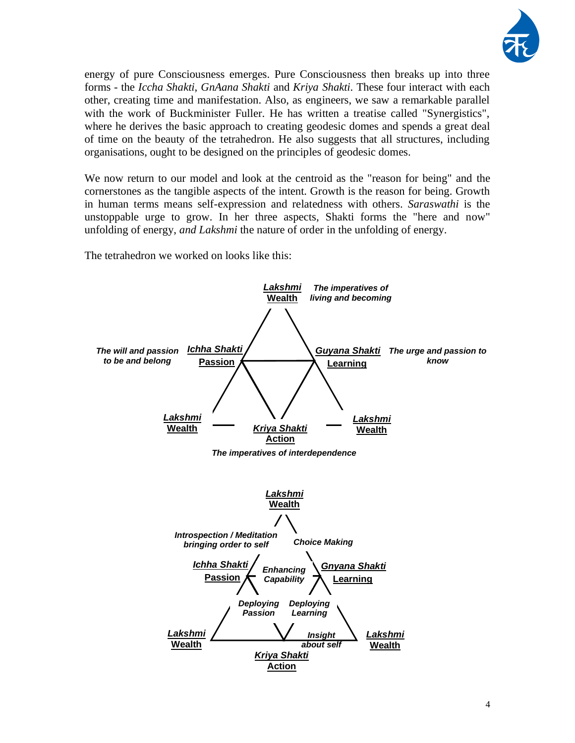energy of pure Consciousness emerges. Pure Consciousness then breaks up into three forms - the *Iccha Shakti*, *GnAana Shakti* and *Kriya Shakti*. These four interact with each other, creating time and manifestation. Also, as engineers, we saw a remarkable parallel with the work of Buckminister Fuller. He has written a treatise called "Synergistics", where he derives the basic approach to creating geodesic domes and spends a great deal of time on the beauty of the tetrahedron. He also suggests that all structures, including organisations, ought to be designed on the principles of geodesic domes.

We now return to our model and look at the centroid as the "reason for being" and the cornerstones as the tangible aspects of the intent. Growth is the reason for being. Growth in human terms means self-expression and relatedness with others. *Saraswathi* is the unstoppable urge to grow. In her three aspects, Shakti forms the "here and now" unfolding of energy, *and Lakshmi* the nature of order in the unfolding of energy.

The tetrahedron we worked on looks like this:

***Lakshmi***
**Wealth**
***The imperatives of living and becoming***

***The will and passion to be and belong***
***Ichha Shakti***
**Passion**

***Guyana Shakti***
**Learning**
***The urge and passion to know***

***Lakshmi***
**Wealth**

***Kriya Shakti***
**Action**

***Lakshmi***
**Wealth**

***The imperatives of interdependence***

***Lakshmi***
**Wealth**

***Introspection / Meditation bringing order to self***

***Choice Making***

***Ichha Shakti***
**Passion**

***Enhancing Capability***

***Gnyana Shakti***
**Learning**

***Deploying Passion***

***Deploying Learning***

***Lakshmi***
**Wealth**

***Insight about self***

***Lakshmi***
**Wealth**

***Kriya Shakti***
**Action**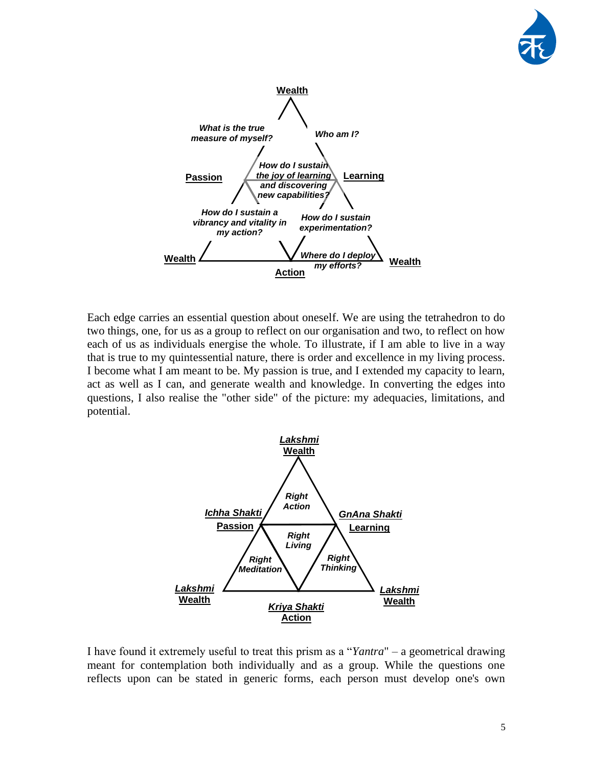Wealth

What is the true measure of myself?

Who am I?

Passion

How do I sustain the joy of learning and discovering new capabilities?

Learning

How do I sustain a vibrancy and vitality in my action?

How do I sustain experimentation?

Wealth

Where do I deploy my efforts?

Wealth

Action

Each edge carries an essential question about oneself. We are using the tetrahedron to do two things, one, for us as a group to reflect on our organisation and two, to reflect on how each of us as individuals energise the whole. To illustrate, if I am able to live in a way that is true to my quintessential nature, there is order and excellence in my living process. I become what I am meant to be. My passion is true, and I extended my capacity to learn, act as well as I can, and generate wealth and knowledge. In converting the edges into questions, I also realise the "other side" of the picture: my adequacies, limitations, and potential.

Lakshmi
Wealth

Right Action

Ichha Shakti
Passion

GnAna Shakti
Learning

Right Living

Right Meditation

Right Thinking

Lakshmi
Wealth

Lakshmi
Wealth

Kriya Shakti
Action

I have found it extremely useful to treat this prism as a "*Yantra*" – a geometrical drawing meant for contemplation both individually and as a group. While the questions one reflects upon can be stated in generic forms, each person must develop one's own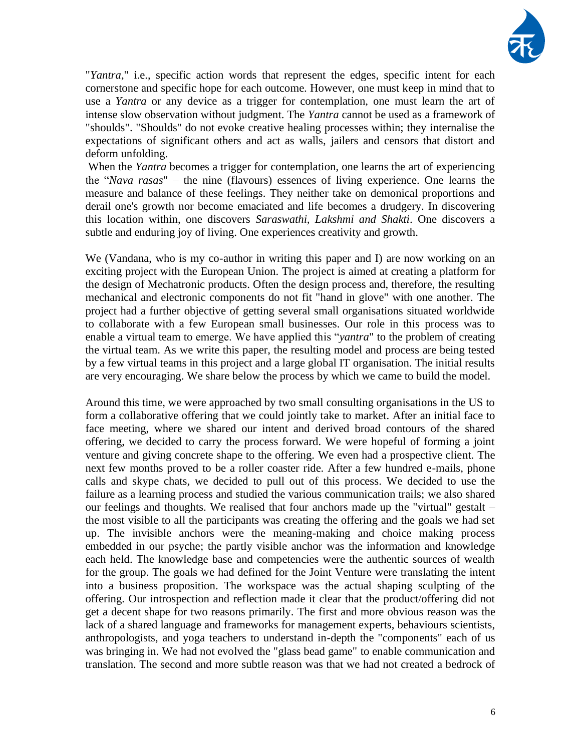"*Yantra*," i.e., specific action words that represent the edges, specific intent for each cornerstone and specific hope for each outcome. However, one must keep in mind that to use a *Yantra* or any device as a trigger for contemplation, one must learn the art of intense slow observation without judgment. The *Yantra* cannot be used as a framework of "shoulds". "Shoulds" do not evoke creative healing processes within; they internalise the expectations of significant others and act as walls, jailers and censors that distort and deform unfolding.

When the *Yantra* becomes a trigger for contemplation, one learns the art of experiencing the "*Nava rasas*" – the nine (flavours) essences of living experience. One learns the measure and balance of these feelings. They neither take on demonical proportions and derail one's growth nor become emaciated and life becomes a drudgery. In discovering this location within, one discovers *Saraswathi, Lakshmi and Shakti*. One discovers a subtle and enduring joy of living. One experiences creativity and growth.

We (Vandana, who is my co-author in writing this paper and I) are now working on an exciting project with the European Union. The project is aimed at creating a platform for the design of Mechatronic products. Often the design process and, therefore, the resulting mechanical and electronic components do not fit "hand in glove" with one another. The project had a further objective of getting several small organisations situated worldwide to collaborate with a few European small businesses. Our role in this process was to enable a virtual team to emerge. We have applied this "*yantra*" to the problem of creating the virtual team. As we write this paper, the resulting model and process are being tested by a few virtual teams in this project and a large global IT organisation. The initial results are very encouraging. We share below the process by which we came to build the model.

Around this time, we were approached by two small consulting organisations in the US to form a collaborative offering that we could jointly take to market. After an initial face to face meeting, where we shared our intent and derived broad contours of the shared offering, we decided to carry the process forward. We were hopeful of forming a joint venture and giving concrete shape to the offering. We even had a prospective client. The next few months proved to be a roller coaster ride. After a few hundred e-mails, phone calls and skype chats, we decided to pull out of this process. We decided to use the failure as a learning process and studied the various communication trails; we also shared our feelings and thoughts. We realised that four anchors made up the "virtual" gestalt – the most visible to all the participants was creating the offering and the goals we had set up. The invisible anchors were the meaning-making and choice making process embedded in our psyche; the partly visible anchor was the information and knowledge each held. The knowledge base and competencies were the authentic sources of wealth for the group. The goals we had defined for the Joint Venture were translating the intent into a business proposition. The workspace was the actual shaping sculpting of the offering. Our introspection and reflection made it clear that the product/offering did not get a decent shape for two reasons primarily. The first and more obvious reason was the lack of a shared language and frameworks for management experts, behaviours scientists, anthropologists, and yoga teachers to understand in-depth the "components" each of us was bringing in. We had not evolved the "glass bead game" to enable communication and translation. The second and more subtle reason was that we had not created a bedrock of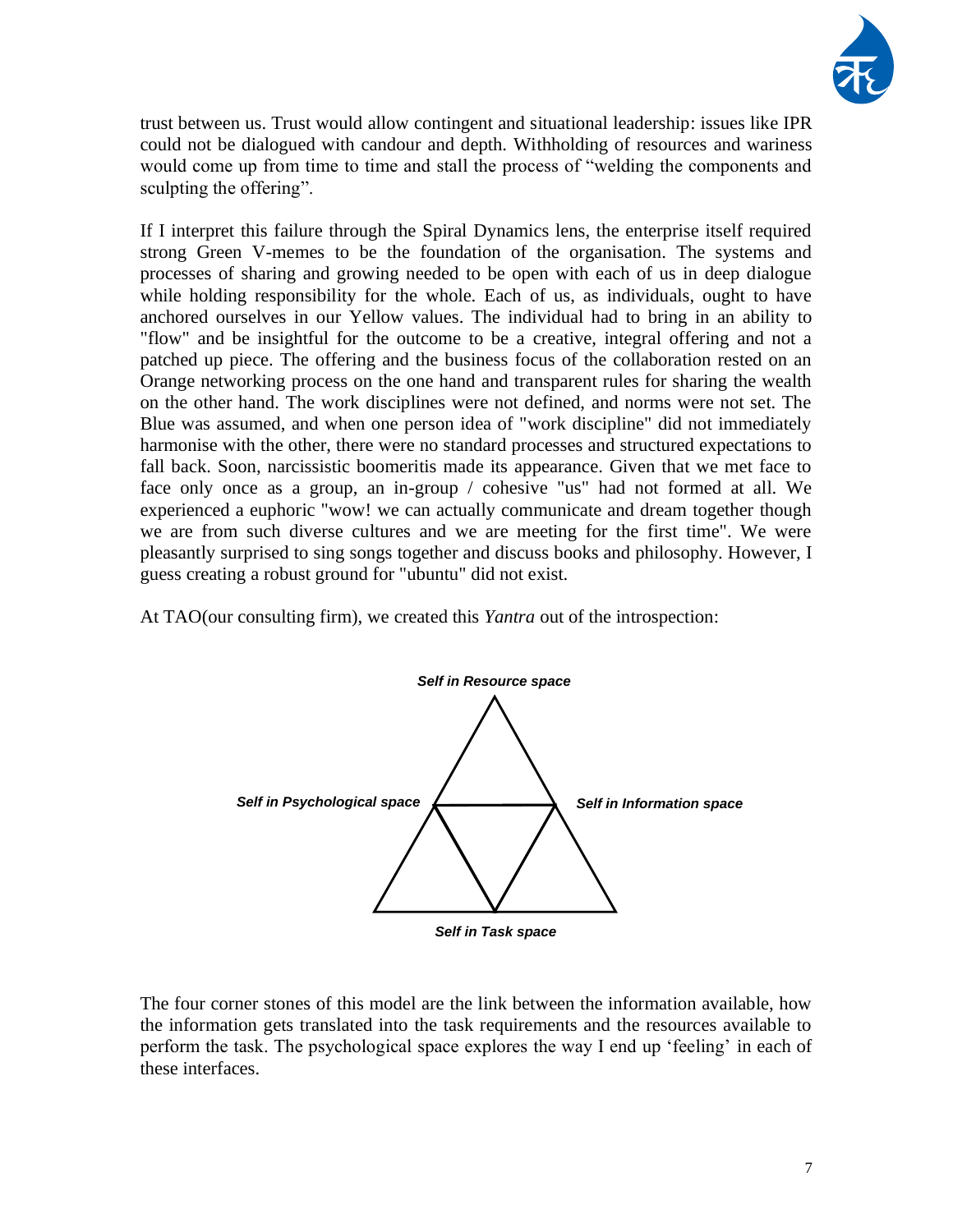trust between us. Trust would allow contingent and situational leadership: issues like IPR could not be dialogued with candour and depth. Withholding of resources and wariness would come up from time to time and stall the process of "welding the components and sculpting the offering".

If I interpret this failure through the Spiral Dynamics lens, the enterprise itself required strong Green V-memes to be the foundation of the organisation. The systems and processes of sharing and growing needed to be open with each of us in deep dialogue while holding responsibility for the whole. Each of us, as individuals, ought to have anchored ourselves in our Yellow values. The individual had to bring in an ability to "flow" and be insightful for the outcome to be a creative, integral offering and not a patched up piece. The offering and the business focus of the collaboration rested on an Orange networking process on the one hand and transparent rules for sharing the wealth on the other hand. The work disciplines were not defined, and norms were not set. The Blue was assumed, and when one person idea of "work discipline" did not immediately harmonise with the other, there were no standard processes and structured expectations to fall back. Soon, narcissistic boomeritis made its appearance. Given that we met face to face only once as a group, an in-group / cohesive "us" had not formed at all. We experienced a euphoric "wow! we can actually communicate and dream together though we are from such diverse cultures and we are meeting for the first time". We were pleasantly surprised to sing songs together and discuss books and philosophy. However, I guess creating a robust ground for "ubuntu" did not exist.

At TAO(our consulting firm), we created this *Yantra* out of the introspection:

***Self in Resource space***

***Self in Psychological space***

***Self in Information space***

***Self in Task space***

The four corner stones of this model are the link between the information available, how the information gets translated into the task requirements and the resources available to perform the task. The psychological space explores the way I end up 'feeling' in each of these interfaces.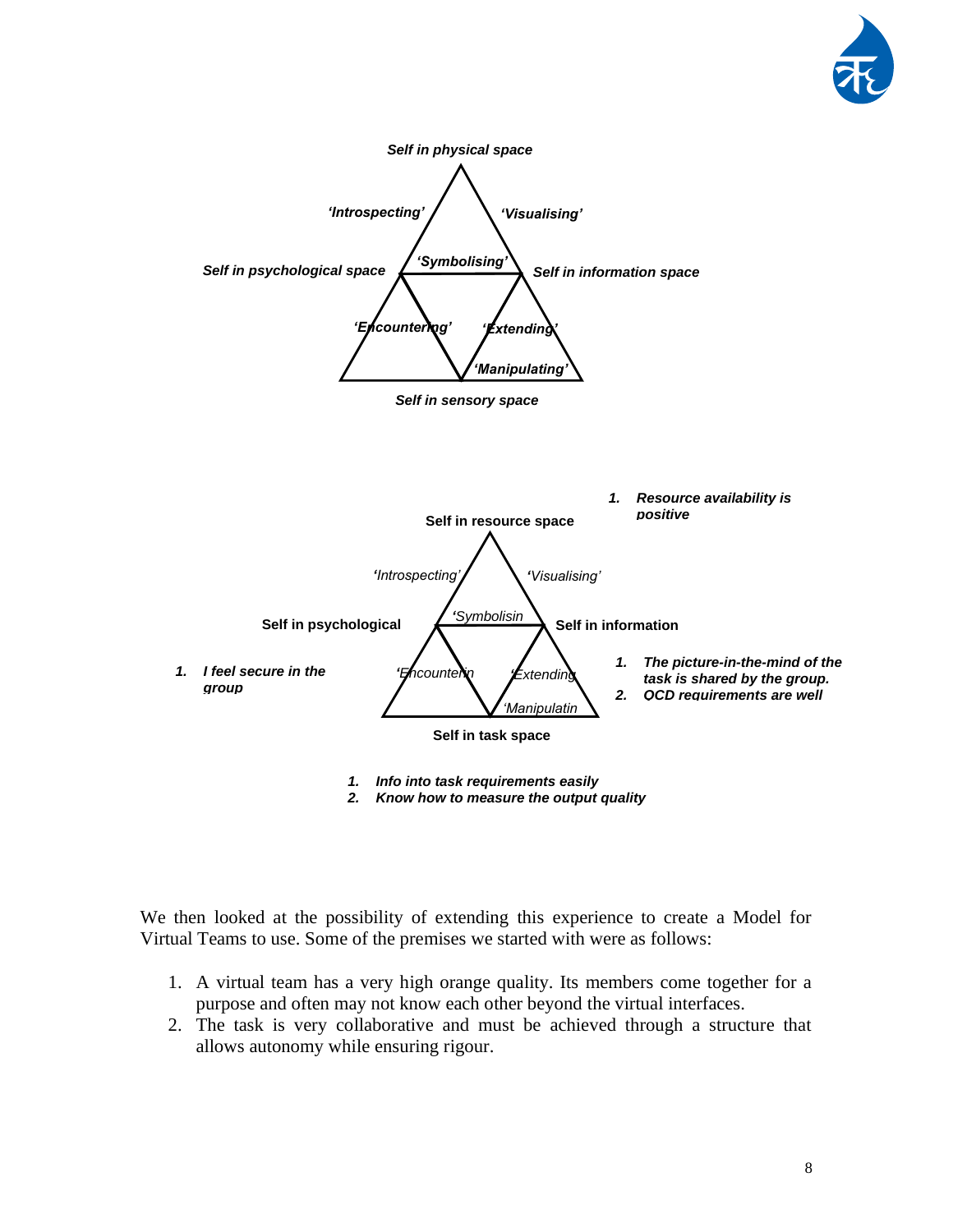*Self in physical space*

*'Introspecting'*

*'Visualising'*

*'Symbolising'*

*Self in psychological space*

*Self in information space*

*'Encountering'*

*'Extending'*

*'Manipulating'*

*Self in sensory space*

***1. Resource availability is positive***

**Self in resource space**

*'Introspecting'*

*'Visualising'*

*'Symbolisin*

**Self in psychological**

**Self in information**

***1. I feel secure in the group***

*'Encounterin*

*'Extending*

*'Manipulatin*

***1. The picture-in-the-mind of the task is shared by the group.***
***2. OCD requirements are well***

**Self in task space**

***1. Info into task requirements easily***
***2. Know how to measure the output quality***

We then looked at the possibility of extending this experience to create a Model for Virtual Teams to use. Some of the premises we started with were as follows:

1. A virtual team has a very high orange quality. Its members come together for a purpose and often may not know each other beyond the virtual interfaces.
2. The task is very collaborative and must be achieved through a structure that allows autonomy while ensuring rigour.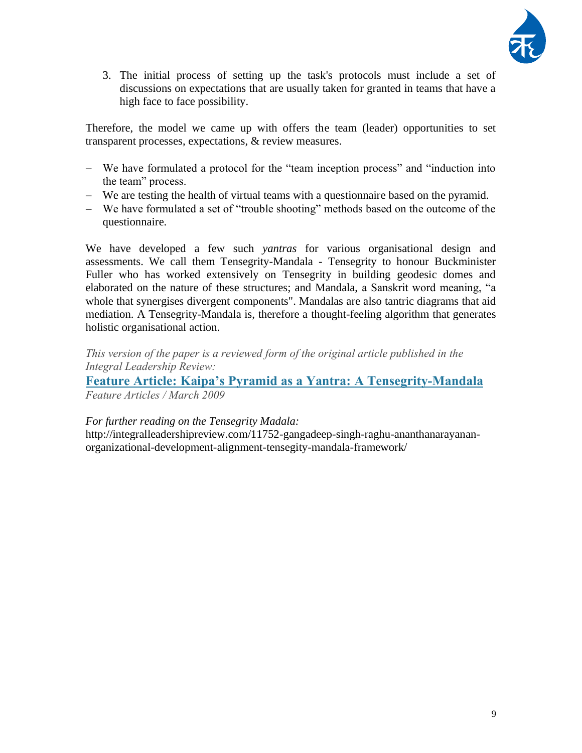3. The initial process of setting up the task's protocols must include a set of discussions on expectations that are usually taken for granted in teams that have a high face to face possibility.

Therefore, the model we came up with offers the team (leader) opportunities to set transparent processes, expectations, & review measures.

- We have formulated a protocol for the "team inception process" and "induction into the team" process.
- We are testing the health of virtual teams with a questionnaire based on the pyramid.
- We have formulated a set of "trouble shooting" methods based on the outcome of the questionnaire.

We have developed a few such *yantras* for various organisational design and assessments. We call them Tensegrity-Mandala - Tensegrity to honour Buckminister Fuller who has worked extensively on Tensegrity in building geodesic domes and elaborated on the nature of these structures; and Mandala, a Sanskrit word meaning, "a whole that synergises divergent components". Mandalas are also tantric diagrams that aid mediation. A Tensegrity-Mandala is, therefore a thought-feeling algorithm that generates holistic organisational action.

*This version of the paper is a reviewed form of the original article published in the Integral Leadership Review:*

**Feature Article: Kaipa's Pyramid as a Yantra: A Tensegrity-Mandala**

*Feature Articles / March 2009*

*For further reading on the Tensegrity Madala:*

http://integralleadershipreview.com/11752-gangadeep-singh-raghu-ananthanarayanan-organizational-development-alignment-tensegity-mandala-framework/